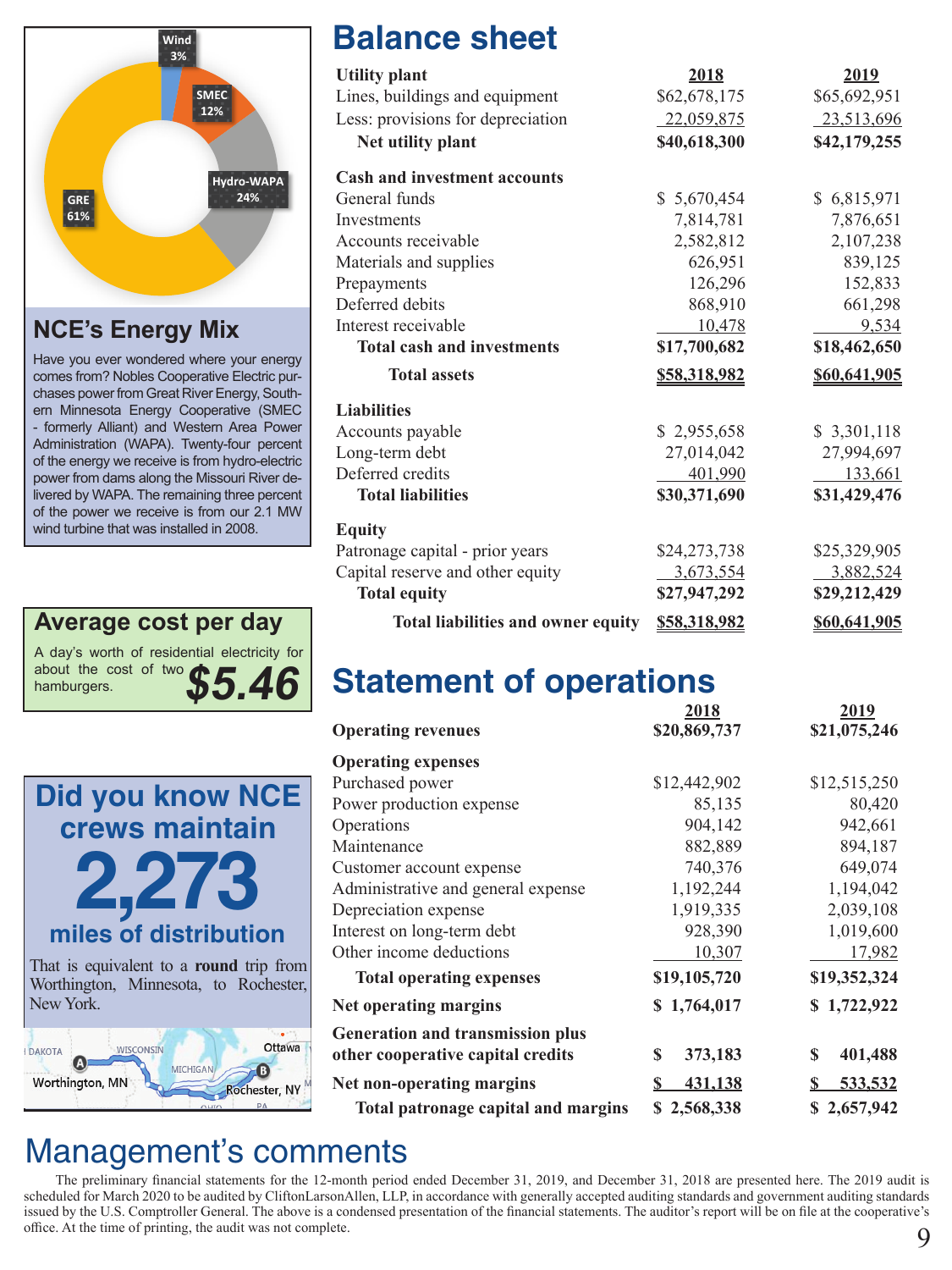Wind 3%
SMEC 12%
Hydro-WAPA 24%
GRE 61%

## NCE's Energy Mix

Have you ever wondered where your energy comes from? Nobles Cooperative Electric purchases power from Great River Energy, Southern Minnesota Energy Cooperative (SMEC - formerly Alliant) and Western Area Power Administration (WAPA). Twenty-four percent of the energy we receive is from hydro-electric power from dams along the Missouri River delivered by WAPA. The remaining three percent of the power we receive is from our 2.1 MW wind turbine that was installed in 2008.

## Average cost per day

A day's worth of residential electricity for about the cost of two hamburgers. **$5.46**

## Did you know NCE crews maintain **2,273** miles of distribution

That is equivalent to a **round** trip from Worthington, Minnesota, to Rochester, New York.

# Balance sheet

| | 2018 | 2019 |
|---|---|---|
| **Utility plant** | | |
| Lines, buildings and equipment | $62,678,175 | $65,692,951 |
| Less: provisions for depreciation | 22,059,875 | 23,513,696 |
| **Net utility plant** | **$40,618,300** | **$42,179,255** |
| **Cash and investment accounts** | | |
| General funds | $ 5,670,454 | $ 6,815,971 |
| Investments | 7,814,781 | 7,876,651 |
| Accounts receivable | 2,582,812 | 2,107,238 |
| Materials and supplies | 626,951 | 839,125 |
| Prepayments | 126,296 | 152,833 |
| Deferred debits | 868,910 | 661,298 |
| Interest receivable | 10,478 | 9,534 |
| **Total cash and investments** | **$17,700,682** | **$18,462,650** |
| **Total assets** | **$58,318,982** | **$60,641,905** |
| **Liabilities** | | |
| Accounts payable | $ 2,955,658 | $ 3,301,118 |
| Long-term debt | 27,014,042 | 27,994,697 |
| Deferred credits | 401,990 | 133,661 |
| **Total liabilities** | **$30,371,690** | **$31,429,476** |
| **Equity** | | |
| Patronage capital - prior years | $24,273,738 | $25,329,905 |
| Capital reserve and other equity | 3,673,554 | 3,882,524 |
| **Total equity** | **$27,947,292** | **$29,212,429** |
| **Total liabilities and owner equity** | **$58,318,982** | **$60,641,905** |

# Statement of operations

| | 2018 | 2019 |
|---|---|---|
| **Operating revenues** | **$20,869,737** | **$21,075,246** |
| **Operating expenses** | | |
| Purchased power | $12,442,902 | $12,515,250 |
| Power production expense | 85,135 | 80,420 |
| Operations | 904,142 | 942,661 |
| Maintenance | 882,889 | 894,187 |
| Customer account expense | 740,376 | 649,074 |
| Administrative and general expense | 1,192,244 | 1,194,042 |
| Depreciation expense | 1,919,335 | 2,039,108 |
| Interest on long-term debt | 928,390 | 1,019,600 |
| Other income deductions | 10,307 | 17,982 |
| **Total operating expenses** | **$19,105,720** | **$19,352,324** |
| **Net operating margins** | **$ 1,764,017** | **$ 1,722,922** |
| **Generation and transmission plus other cooperative capital credits** | **$ 373,183** | **$ 401,488** |
| **Net non-operating margins** | **$ 431,138** | **$ 533,532** |
| **Total patronage capital and margins** | **$ 2,568,338** | **$ 2,657,942** |

# Management's comments

The preliminary financial statements for the 12-month period ended December 31, 2019, and December 31, 2018 are presented here. The 2019 audit is scheduled for March 2020 to be audited by CliftonLarsonAllen, LLP, in accordance with generally accepted auditing standards and government auditing standards issued by the U.S. Comptroller General. The above is a condensed presentation of the financial statements. The auditor's report will be on file at the cooperative's office. At the time of printing, the audit was not complete.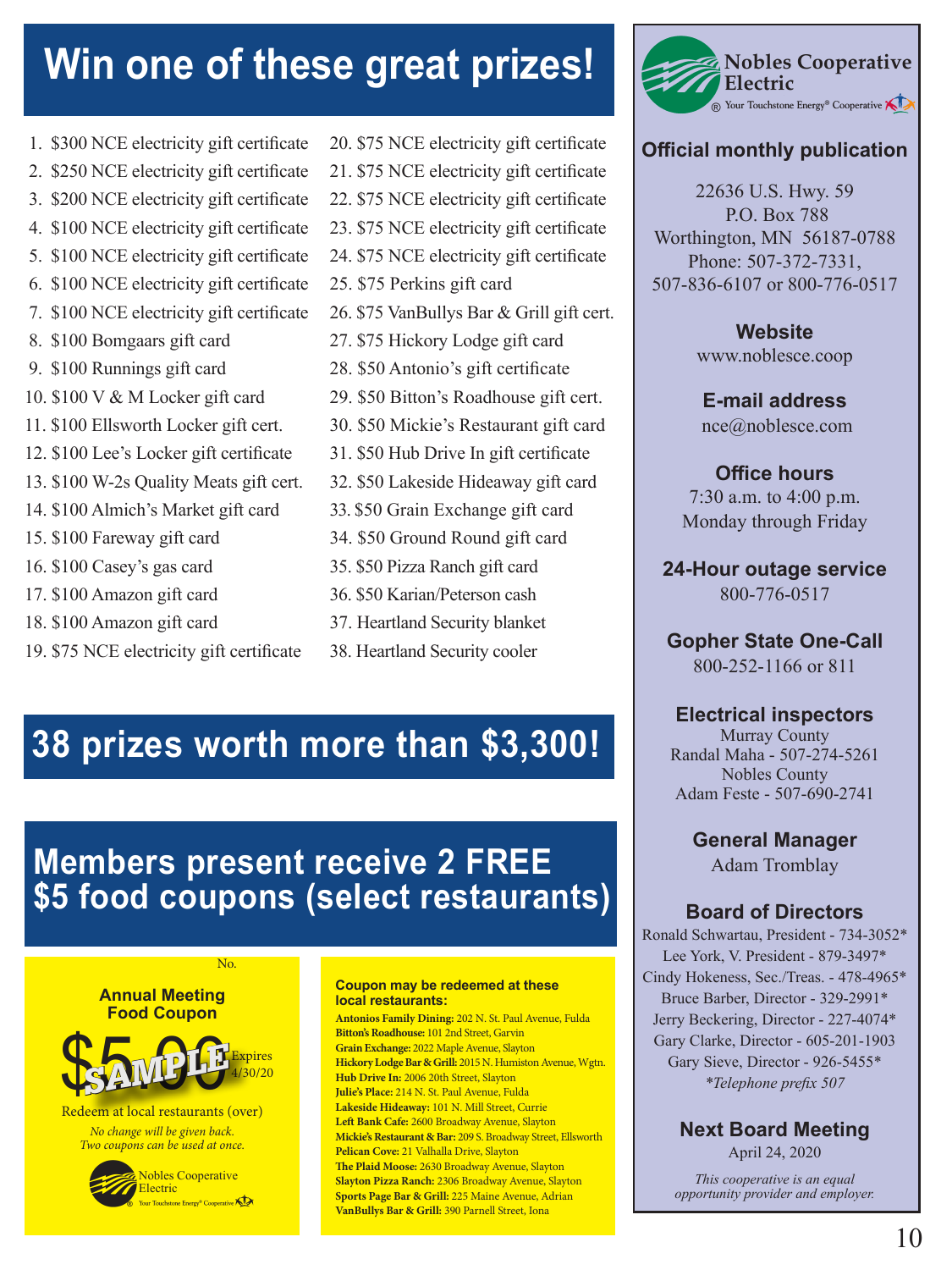# Win one of these great prizes!

1. $300 NCE electricity gift certificate
2. $250 NCE electricity gift certificate
3. $200 NCE electricity gift certificate
4. $100 NCE electricity gift certificate
5. $100 NCE electricity gift certificate
6. $100 NCE electricity gift certificate
7. $100 NCE electricity gift certificate
8. $100 Bomgaars gift card
9. $100 Runnings gift card
10. $100 V & M Locker gift card
11. $100 Ellsworth Locker gift cert.
12. $100 Lee's Locker gift certificate
13. $100 W-2s Quality Meats gift cert.
14. $100 Almich's Market gift card
15. $100 Fareway gift card
16. $100 Casey's gas card
17. $100 Amazon gift card
18. $100 Amazon gift card
19. $75 NCE electricity gift certificate
20. $75 NCE electricity gift certificate
21. $75 NCE electricity gift certificate
22. $75 NCE electricity gift certificate
23. $75 NCE electricity gift certificate
24. $75 NCE electricity gift certificate
25. $75 Perkins gift card
26. $75 VanBullys Bar & Grill gift cert.
27. $75 Hickory Lodge gift card
28. $50 Antonio's gift certificate
29. $50 Bitton's Roadhouse gift cert.
30. $50 Mickie's Restaurant gift card
31. $50 Hub Drive In gift certificate
32. $50 Lakeside Hideaway gift card
33. $50 Grain Exchange gift card
34. $50 Ground Round gift card
35. $50 Pizza Ranch gift card
36. $50 Karian/Peterson cash
37. Heartland Security blanket
38. Heartland Security cooler

## 38 prizes worth more than $3,300!

## Members present receive 2 FREE $5 food coupons (select restaurants)

No.

**Annual Meeting Food Coupon**

$5.00 SAMPLE

Expires 4/30/20

Redeem at local restaurants (over)

*No change will be given back.*
*Two coupons can be used at once.*

Nobles Cooperative Electric
Your Touchstone Energy® Cooperative

**Coupon may be redeemed at these local restaurants:**

**Antonios Family Dining:** 202 N. St. Paul Avenue, Fulda
**Bitton's Roadhouse:** 101 2nd Street, Garvin
**Grain Exchange:** 2022 Maple Avenue, Slayton
**Hickory Lodge Bar & Grill:** 2015 N. Humiston Avenue, Wgtn.
**Hub Drive In:** 2006 20th Street, Slayton
**Julie's Place:** 214 N. St. Paul Avenue, Fulda
**Lakeside Hideaway:** 101 N. Mill Street, Currie
**Left Bank Cafe:** 2600 Broadway Avenue, Slayton
**Mickie's Restaurant & Bar:** 209 S. Broadway Street, Ellsworth
**Pelican Cove:** 21 Valhalla Drive, Slayton
**The Plaid Moose:** 2630 Broadway Avenue, Slayton
**Slayton Pizza Ranch:** 2306 Broadway Avenue, Slayton
**Sports Page Bar & Grill:** 225 Maine Avenue, Adrian
**VanBullys Bar & Grill:** 390 Parnell Street, Iona

Nobles Cooperative Electric
Your Touchstone Energy® Cooperative

### Official monthly publication

22636 U.S. Hwy. 59
P.O. Box 788
Worthington, MN 56187-0788
Phone: 507-372-7331,
507-836-6107 or 800-776-0517

### Website
www.noblesce.coop

### E-mail address
nce@noblesce.com

### Office hours
7:30 a.m. to 4:00 p.m.
Monday through Friday

### 24-Hour outage service
800-776-0517

### Gopher State One-Call
800-252-1166 or 811

### Electrical inspectors
Murray County
Randal Maha - 507-274-5261
Nobles County
Adam Feste - 507-690-2741

### General Manager
Adam Tromblay

### Board of Directors
Ronald Schwartau, President - 734-3052*
Lee York, V. President - 879-3497*
Cindy Hokeness, Sec./Treas. - 478-4965*
Bruce Barber, Director - 329-2991*
Jerry Beckering, Director - 227-4074*
Gary Clarke, Director - 605-201-1903
Gary Sieve, Director - 926-5455*
*\*Telephone prefix 507*

### Next Board Meeting
April 24, 2020

*This cooperative is an equal opportunity provider and employer.*